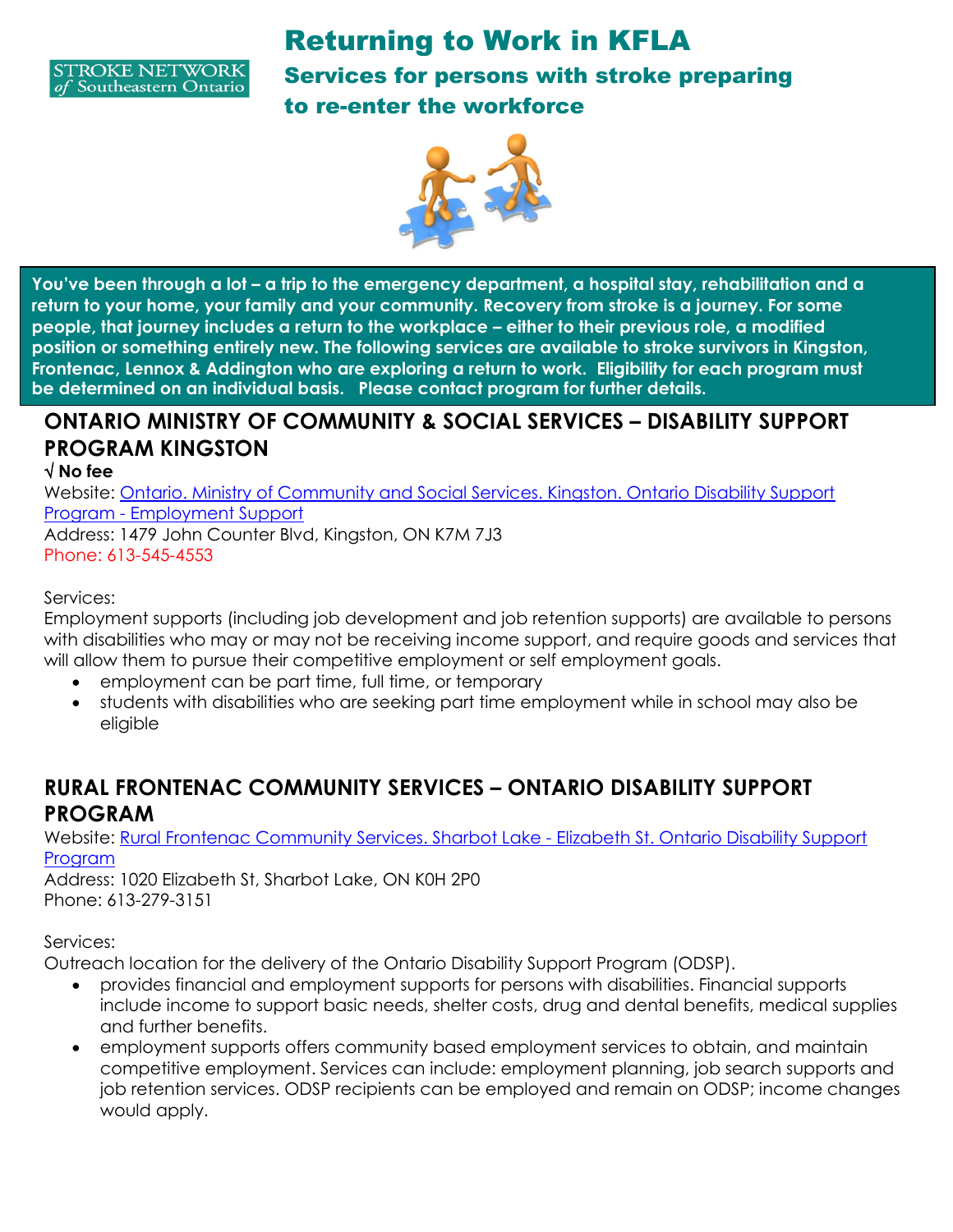STROKE NETWORK of Southeastern Ontario

# Returning to Work in KFLA

## Services for persons with stroke preparing to re-enter the workforce

**You've been through a lot – a trip to the emergency department, a hospital stay, rehabilitation and a return to your home, your family and your community. Recovery from stroke is a journey. For some people, that journey includes a return to the workplace – either to their previous role, a modified position or something entirely new. The following services are available to stroke survivors in Kingston, Frontenac, Lennox & Addington who are exploring a return to work. Eligibility for each program must be determined on an individual basis. Please contact program for further details.**

## ONTARIO MINISTRY OF COMMUNITY & SOCIAL SERVICES – DISABILITY SUPPORT PROGRAM KINGSTON

**√ No fee**

Website: [Ontario. Ministry of Community and Social Services. Kingston. Ontario Disability Support Program - Employment Support]()

Address: 1479 John Counter Blvd, Kingston, ON K7M 7J3

Phone: 613-545-4553

Services:

Employment supports (including job development and job retention supports) are available to persons with disabilities who may or may not be receiving income support, and require goods and services that will allow them to pursue their competitive employment or self employment goals.

- employment can be part time, full time, or temporary
- students with disabilities who are seeking part time employment while in school may also be eligible

## RURAL FRONTENAC COMMUNITY SERVICES – ONTARIO DISABILITY SUPPORT PROGRAM

Website: [Rural Frontenac Community Services. Sharbot Lake - Elizabeth St. Ontario Disability Support Program]()

Address: 1020 Elizabeth St, Sharbot Lake, ON K0H 2P0

Phone: 613-279-3151

Services:

Outreach location for the delivery of the Ontario Disability Support Program (ODSP).

- provides financial and employment supports for persons with disabilities. Financial supports include income to support basic needs, shelter costs, drug and dental benefits, medical supplies and further benefits.
- employment supports offers community based employment services to obtain, and maintain competitive employment. Services can include: employment planning, job search supports and job retention services. ODSP recipients can be employed and remain on ODSP; income changes would apply.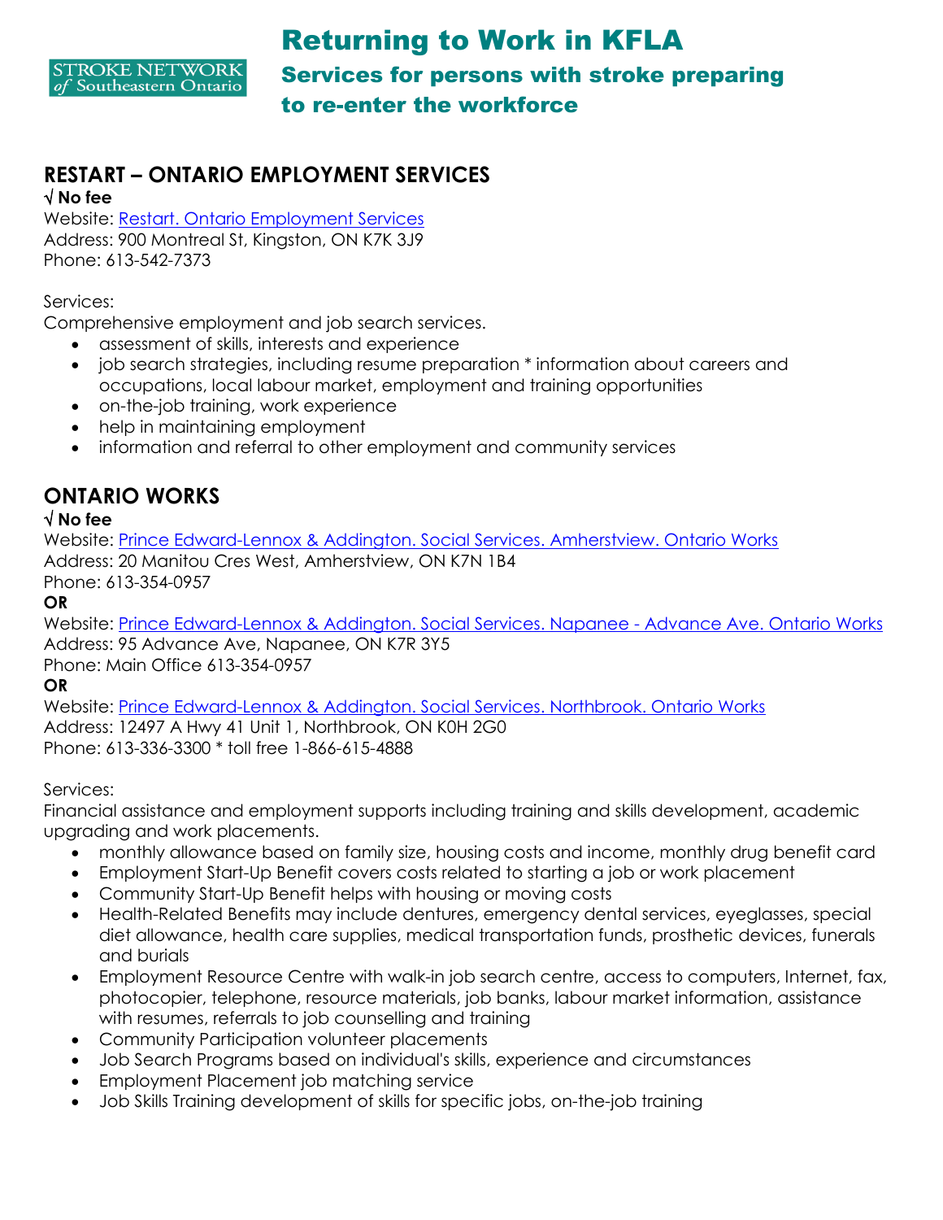# Returning to Work in KFLA

## Services for persons with stroke preparing to re-enter the workforce

## RESTART – ONTARIO EMPLOYMENT SERVICES

**√ No fee**

Website: [Restart. Ontario Employment Services]()
Address: 900 Montreal St, Kingston, ON K7K 3J9
Phone: 613-542-7373

Services:
Comprehensive employment and job search services.

- assessment of skills, interests and experience
- job search strategies, including resume preparation * information about careers and occupations, local labour market, employment and training opportunities
- on-the-job training, work experience
- help in maintaining employment
- information and referral to other employment and community services

## ONTARIO WORKS

**√ No fee**

Website: [Prince Edward-Lennox & Addington. Social Services. Amherstview. Ontario Works]()
Address: 20 Manitou Cres West, Amherstview, ON K7N 1B4
Phone: 613-354-0957

**OR**

Website: [Prince Edward-Lennox & Addington. Social Services. Napanee - Advance Ave. Ontario Works]()
Address: 95 Advance Ave, Napanee, ON K7R 3Y5
Phone: Main Office 613-354-0957

**OR**

Website: [Prince Edward-Lennox & Addington. Social Services. Northbrook. Ontario Works]()
Address: 12497 A Hwy 41 Unit 1, Northbrook, ON K0H 2G0
Phone: 613-336-3300 * toll free 1-866-615-4888

Services:
Financial assistance and employment supports including training and skills development, academic upgrading and work placements.

- monthly allowance based on family size, housing costs and income, monthly drug benefit card
- Employment Start-Up Benefit covers costs related to starting a job or work placement
- Community Start-Up Benefit helps with housing or moving costs
- Health-Related Benefits may include dentures, emergency dental services, eyeglasses, special diet allowance, health care supplies, medical transportation funds, prosthetic devices, funerals and burials
- Employment Resource Centre with walk-in job search centre, access to computers, Internet, fax, photocopier, telephone, resource materials, job banks, labour market information, assistance with resumes, referrals to job counselling and training
- Community Participation volunteer placements
- Job Search Programs based on individual's skills, experience and circumstances
- Employment Placement job matching service
- Job Skills Training development of skills for specific jobs, on-the-job training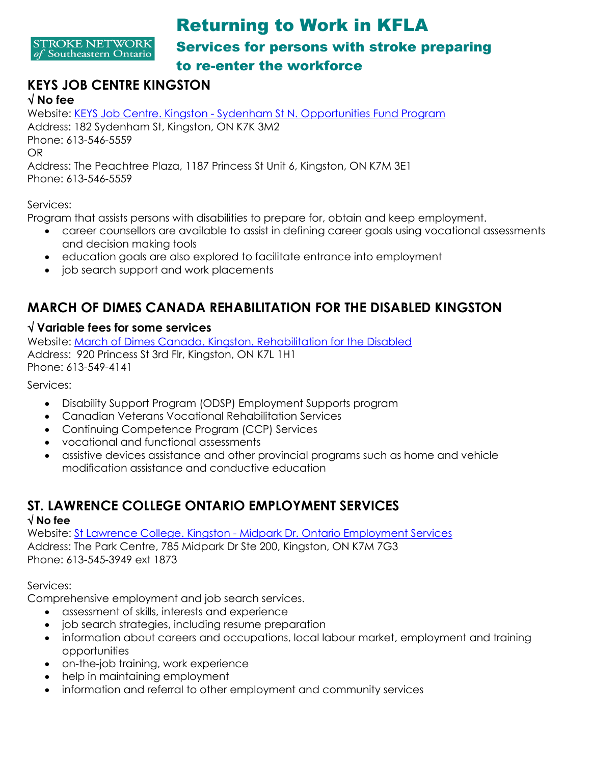STROKE NETWORK of Southeastern Ontario

# Returning to Work in KFLA

## Services for persons with stroke preparing to re-enter the workforce

## KEYS JOB CENTRE KINGSTON

**√ No fee**

Website: [KEYS Job Centre. Kingston - Sydenham St N. Opportunities Fund Program]

Address: 182 Sydenham St, Kingston, ON K7K 3M2

Phone: 613-546-5559

OR

Address: The Peachtree Plaza, 1187 Princess St Unit 6, Kingston, ON K7M 3E1

Phone: 613-546-5559

Services:

Program that assists persons with disabilities to prepare for, obtain and keep employment.

- career counsellors are available to assist in defining career goals using vocational assessments and decision making tools
- education goals are also explored to facilitate entrance into employment
- job search support and work placements

## MARCH OF DIMES CANADA REHABILITATION FOR THE DISABLED KINGSTON

**√ Variable fees for some services**

Website: [March of Dimes Canada. Kingston. Rehabilitation for the Disabled]

Address: 920 Princess St 3rd Flr, Kingston, ON K7L 1H1

Phone: 613-549-4141

Services:

- Disability Support Program (ODSP) Employment Supports program
- Canadian Veterans Vocational Rehabilitation Services
- Continuing Competence Program (CCP) Services
- vocational and functional assessments
- assistive devices assistance and other provincial programs such as home and vehicle modification assistance and conductive education

## ST. LAWRENCE COLLEGE ONTARIO EMPLOYMENT SERVICES

**√ No fee**

Website: [St Lawrence College. Kingston - Midpark Dr. Ontario Employment Services]

Address: The Park Centre, 785 Midpark Dr Ste 200, Kingston, ON K7M 7G3

Phone: 613-545-3949 ext 1873

Services:

Comprehensive employment and job search services.

- assessment of skills, interests and experience
- job search strategies, including resume preparation
- information about careers and occupations, local labour market, employment and training opportunities
- on-the-job training, work experience
- help in maintaining employment
- information and referral to other employment and community services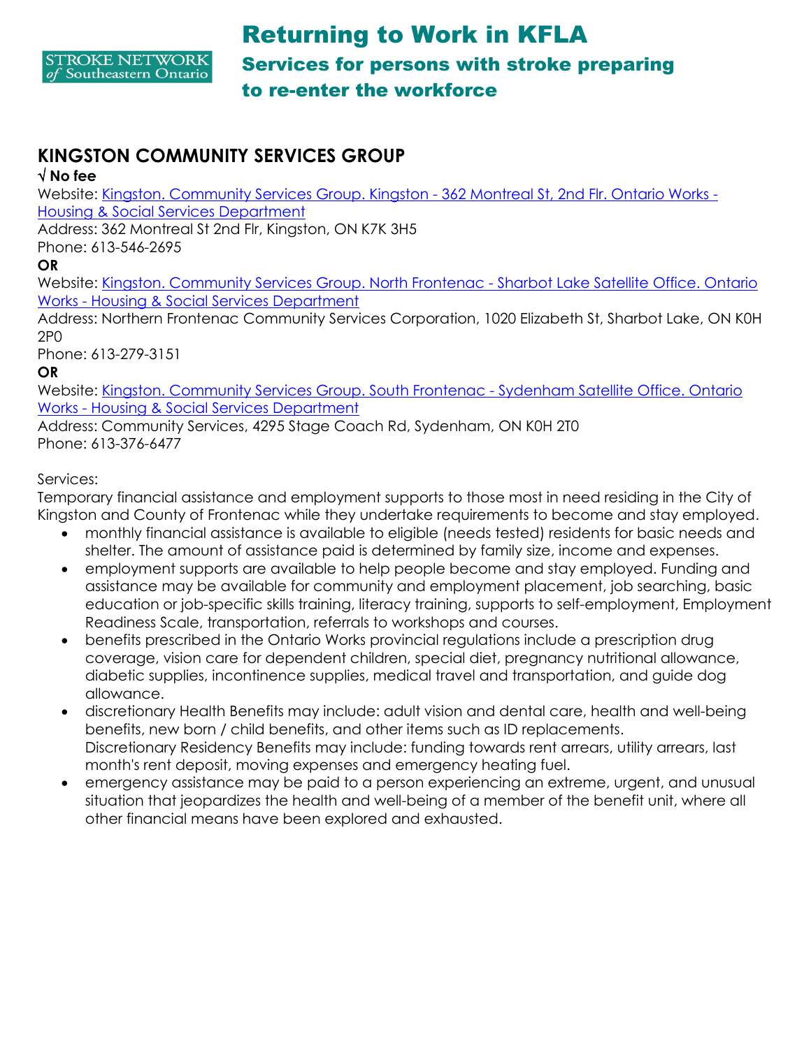# Returning to Work in KFLA

## Services for persons with stroke preparing to re-enter the workforce

## KINGSTON COMMUNITY SERVICES GROUP

**√ No fee**

Website: [Kingston. Community Services Group. Kingston - 362 Montreal St, 2nd Flr. Ontario Works - Housing & Social Services Department]

Address: 362 Montreal St 2nd Flr, Kingston, ON K7K 3H5

Phone: 613-546-2695

**OR**

Website: [Kingston. Community Services Group. North Frontenac - Sharbot Lake Satellite Office. Ontario Works - Housing & Social Services Department]

Address: Northern Frontenac Community Services Corporation, 1020 Elizabeth St, Sharbot Lake, ON K0H 2P0

Phone: 613-279-3151

**OR**

Website: [Kingston. Community Services Group. South Frontenac - Sydenham Satellite Office. Ontario Works - Housing & Social Services Department]

Address: Community Services, 4295 Stage Coach Rd, Sydenham, ON K0H 2T0

Phone: 613-376-6477

Services:

Temporary financial assistance and employment supports to those most in need residing in the City of Kingston and County of Frontenac while they undertake requirements to become and stay employed.

- monthly financial assistance is available to eligible (needs tested) residents for basic needs and shelter. The amount of assistance paid is determined by family size, income and expenses.
- employment supports are available to help people become and stay employed. Funding and assistance may be available for community and employment placement, job searching, basic education or job-specific skills training, literacy training, supports to self-employment, Employment Readiness Scale, transportation, referrals to workshops and courses.
- benefits prescribed in the Ontario Works provincial regulations include a prescription drug coverage, vision care for dependent children, special diet, pregnancy nutritional allowance, diabetic supplies, incontinence supplies, medical travel and transportation, and guide dog allowance.
- discretionary Health Benefits may include: adult vision and dental care, health and well-being benefits, new born / child benefits, and other items such as ID replacements. Discretionary Residency Benefits may include: funding towards rent arrears, utility arrears, last month's rent deposit, moving expenses and emergency heating fuel.
- emergency assistance may be paid to a person experiencing an extreme, urgent, and unusual situation that jeopardizes the health and well-being of a member of the benefit unit, where all other financial means have been explored and exhausted.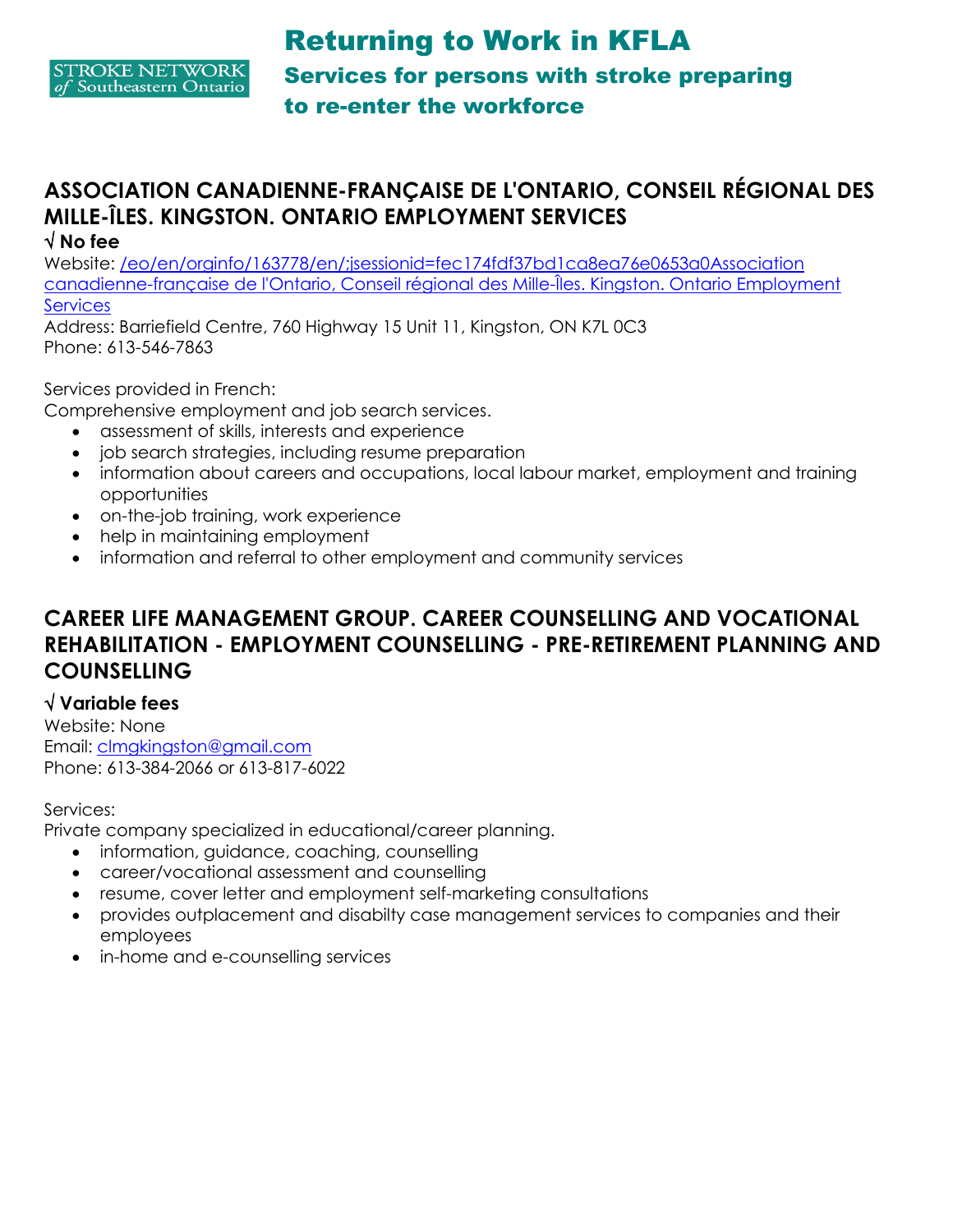# Returning to Work in KFLA

## Services for persons with stroke preparing to re-enter the workforce

## ASSOCIATION CANADIENNE-FRANÇAISE DE L'ONTARIO, CONSEIL RÉGIONAL DES MILLE-ÎLES. KINGSTON. ONTARIO EMPLOYMENT SERVICES

**√ No fee**

Website: /eo/en/orginfo/163778/en/;jsessionid=fec174fdf37bd1ca8ea76e0653a0Association canadienne-française de l'Ontario, Conseil régional des Mille-Îles. Kingston. Ontario Employment Services
Address: Barriefield Centre, 760 Highway 15 Unit 11, Kingston, ON K7L 0C3
Phone: 613-546-7863

Services provided in French:
Comprehensive employment and job search services.

- assessment of skills, interests and experience
- job search strategies, including resume preparation
- information about careers and occupations, local labour market, employment and training opportunities
- on-the-job training, work experience
- help in maintaining employment
- information and referral to other employment and community services

## CAREER LIFE MANAGEMENT GROUP. CAREER COUNSELLING AND VOCATIONAL REHABILITATION - EMPLOYMENT COUNSELLING - PRE-RETIREMENT PLANNING AND COUNSELLING

**√ Variable fees**

Website: None
Email: clmgkingston@gmail.com
Phone: 613-384-2066 or 613-817-6022

Services:
Private company specialized in educational/career planning.

- information, guidance, coaching, counselling
- career/vocational assessment and counselling
- resume, cover letter and employment self-marketing consultations
- provides outplacement and disabilty case management services to companies and their employees
- in-home and e-counselling services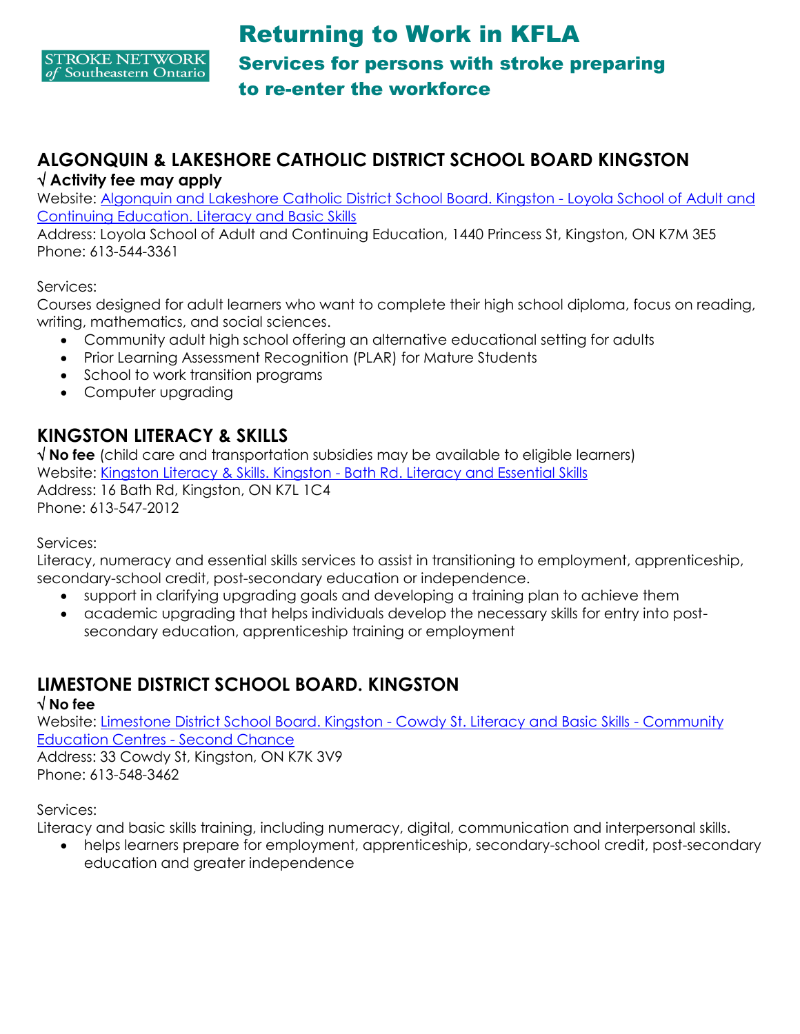# Returning to Work in KFLA

## Services for persons with stroke preparing to re-enter the workforce

## ALGONQUIN & LAKESHORE CATHOLIC DISTRICT SCHOOL BOARD KINGSTON

√ **Activity fee may apply**

Website: Algonquin and Lakeshore Catholic District School Board. Kingston - Loyola School of Adult and Continuing Education. Literacy and Basic Skills

Address: Loyola School of Adult and Continuing Education, 1440 Princess St, Kingston, ON K7M 3E5

Phone: 613-544-3361

Services:

Courses designed for adult learners who want to complete their high school diploma, focus on reading, writing, mathematics, and social sciences.

- Community adult high school offering an alternative educational setting for adults
- Prior Learning Assessment Recognition (PLAR) for Mature Students
- School to work transition programs
- Computer upgrading

## KINGSTON LITERACY & SKILLS

√ **No fee** (child care and transportation subsidies may be available to eligible learners)

Website: Kingston Literacy & Skills. Kingston - Bath Rd. Literacy and Essential Skills

Address: 16 Bath Rd, Kingston, ON K7L 1C4

Phone: 613-547-2012

Services:

Literacy, numeracy and essential skills services to assist in transitioning to employment, apprenticeship, secondary-school credit, post-secondary education or independence.

- support in clarifying upgrading goals and developing a training plan to achieve them
- academic upgrading that helps individuals develop the necessary skills for entry into post-secondary education, apprenticeship training or employment

## LIMESTONE DISTRICT SCHOOL BOARD. KINGSTON

√ **No fee**

Website: Limestone District School Board. Kingston - Cowdy St. Literacy and Basic Skills - Community Education Centres - Second Chance

Address: 33 Cowdy St, Kingston, ON K7K 3V9

Phone: 613-548-3462

Services:

Literacy and basic skills training, including numeracy, digital, communication and interpersonal skills.

- helps learners prepare for employment, apprenticeship, secondary-school credit, post-secondary education and greater independence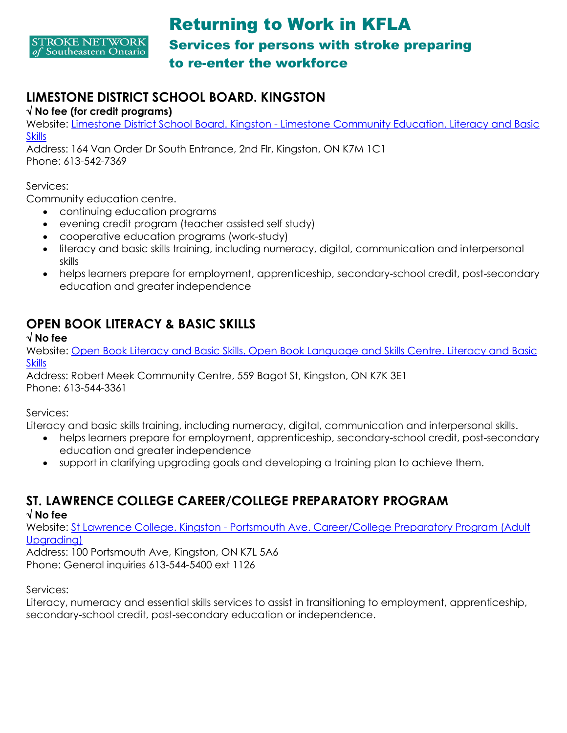STROKE NETWORK of Southeastern Ontario

# Returning to Work in KFLA

## Services for persons with stroke preparing to re-enter the workforce

## LIMESTONE DISTRICT SCHOOL BOARD. KINGSTON

**√ No fee (for credit programs)**

Website: [Limestone District School Board. Kingston - Limestone Community Education. Literacy and Basic Skills]()

Address: 164 Van Order Dr South Entrance, 2nd Flr, Kingston, ON K7M 1C1

Phone: 613-542-7369

Services:

Community education centre.

- continuing education programs
- evening credit program (teacher assisted self study)
- cooperative education programs (work-study)
- literacy and basic skills training, including numeracy, digital, communication and interpersonal skills
- helps learners prepare for employment, apprenticeship, secondary-school credit, post-secondary education and greater independence

## OPEN BOOK LITERACY & BASIC SKILLS

**√ No fee**

Website: [Open Book Literacy and Basic Skills. Open Book Language and Skills Centre. Literacy and Basic Skills]()

Address: Robert Meek Community Centre, 559 Bagot St, Kingston, ON K7K 3E1

Phone: 613-544-3361

Services:

Literacy and basic skills training, including numeracy, digital, communication and interpersonal skills.

- helps learners prepare for employment, apprenticeship, secondary-school credit, post-secondary education and greater independence
- support in clarifying upgrading goals and developing a training plan to achieve them.

## ST. LAWRENCE COLLEGE CAREER/COLLEGE PREPARATORY PROGRAM

**√ No fee**

Website: [St Lawrence College. Kingston - Portsmouth Ave. Career/College Preparatory Program (Adult Upgrading)]()

Address: 100 Portsmouth Ave, Kingston, ON K7L 5A6

Phone: General inquiries 613-544-5400 ext 1126

Services:

Literacy, numeracy and essential skills services to assist in transitioning to employment, apprenticeship, secondary-school credit, post-secondary education or independence.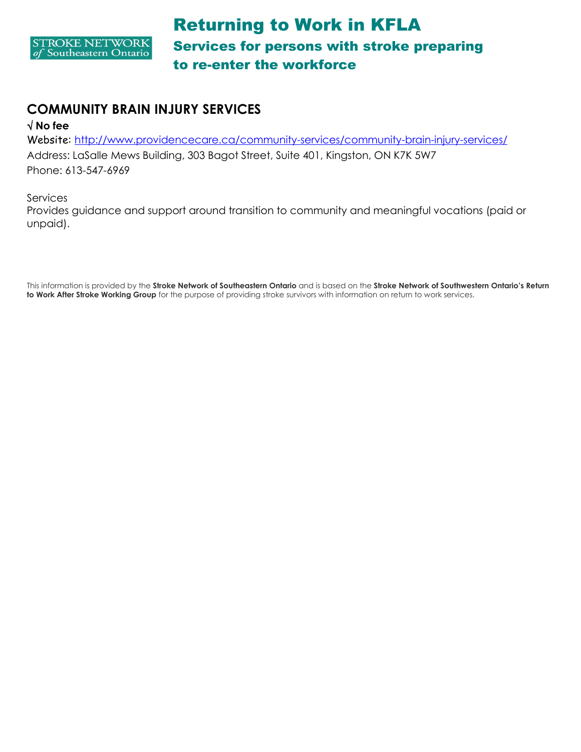# Returning to Work in KFLA

## Services for persons with stroke preparing to re-enter the workforce

STROKE NETWORK *of* Southeastern Ontario

## COMMUNITY BRAIN INJURY SERVICES

**√ No fee**

Website: [http://www.providencecare.ca/community-services/community-brain-injury-services/](http://www.providencecare.ca/community-services/community-brain-injury-services/)

Address: LaSalle Mews Building, 303 Bagot Street, Suite 401, Kingston, ON K7K 5W7

Phone: 613-547-6969

Services

Provides guidance and support around transition to community and meaningful vocations (paid or unpaid).

This information is provided by the **Stroke Network of Southeastern Ontario** and is based on the **Stroke Network of Southwestern Ontario's Return to Work After Stroke Working Group** for the purpose of providing stroke survivors with information on return to work services.